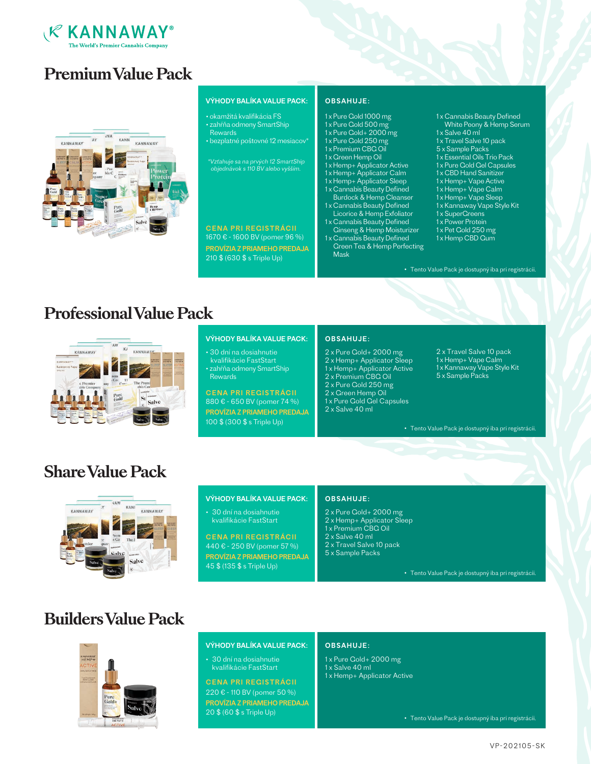KANNAWAY®
The World's Premier Cannabis Company

# Premium Value Pack

**VÝHODY BALÍKA VALUE PACK:**

- okamžitá kvalifikácia FS
- zahŕňa odmeny SmartShip Rewards
- bezplatné poštovné 12 mesiacov*

*Vzťahuje sa na prvých 12 SmartShip objednávok s 110 BV alebo vyšším.*

**CENA PRI REGISTRÁCII**
1670 € - 1600 BV (pomer 96 %)

**PROVÍZIA Z PRIAMEHO PREDAJA**
210 $ (630 $ s Triple Up)

**OBSAHUJE:**

- 1 x Pure Gold 1000 mg
- 1 x Pure Gold 500 mg
- 1 x Pure Gold+ 2000 mg
- 1 x Pure Gold 250 mg
- 1 x Premium CBG Oil
- 1 x Green Hemp Oil
- 1 x Hemp+ Applicator Active
- 1 x Hemp+ Applicator Calm
- 1 x Hemp+ Applicator Sleep
- 1 x Cannabis Beauty Defined Burdock & Hemp Cleanser
- 1 x Cannabis Beauty Defined Licorice & Hemp Exfoliator
- 1 x Cannabis Beauty Defined Ginseng & Hemp Moisturizer
- 1 x Cannabis Beauty Defined Green Tea & Hemp Perfecting Mask
- 1 x Cannabis Beauty Defined White Peony & Hemp Serum
- 1 x Salve 40 ml
- 1 x Travel Salve 10 pack
- 5 x Sample Packs
- 1 x Essential Oils Trio Pack
- 1 x Pure Gold Gel Capsules
- 1 x CBD Hand Sanitizer
- 1 x Hemp+ Vape Active
- 1 x Hemp+ Vape Calm
- 1 x Hemp+ Vape Sleep
- 1 x Kannaway Vape Style Kit
- 1 x SuperGreens
- 1 x Power Protein
- 1 x Pet Gold 250 mg
- 1 x Hemp CBD Gum

• Tento Value Pack je dostupný iba pri registrácii.

# Professional Value Pack

**VÝHODY BALÍKA VALUE PACK:**

- 30 dní na dosiahnutie kvalifikácie FastStart
- zahŕňa odmeny SmartShip Rewards

**CENA PRI REGISTRÁCII**
880 € - 650 BV (pomer 74 %)

**PROVÍZIA Z PRIAMEHO PREDAJA**
100 $ (300 $ s Triple Up)

**OBSAHUJE:**

- 2 x Pure Gold+ 2000 mg
- 2 x Hemp+ Applicator Sleep
- 1 x Hemp+ Applicator Active
- 2 x Premium CBG Oil
- 2 x Pure Gold 250 mg
- 2 x Green Hemp Oil
- 1 x Pure Gold Gel Capsules
- 2 x Salve 40 ml
- 2 x Travel Salve 10 pack
- 1 x Hemp+ Vape Calm
- 1 x Kannaway Vape Style Kit
- 5 x Sample Packs

• Tento Value Pack je dostupný iba pri registrácii.

# Share Value Pack

**VÝHODY BALÍKA VALUE PACK:**

- 30 dní na dosiahnutie kvalifikácie FastStart

**CENA PRI REGISTRÁCII**
440 € - 250 BV (pomer 57 %)

**PROVÍZIA Z PRIAMEHO PREDAJA**
45 $ (135 $ s Triple Up)

**OBSAHUJE:**

- 2 x Pure Gold+ 2000 mg
- 2 x Hemp+ Applicator Sleep
- 1 x Premium CBG Oil
- 2 x Salve 40 ml
- 2 x Travel Salve 10 pack
- 5 x Sample Packs

• Tento Value Pack je dostupný iba pri registrácii.

# Builders Value Pack

**VÝHODY BALÍKA VALUE PACK:**

- 30 dní na dosiahnutie kvalifikácie FastStart

**CENA PRI REGISTRÁCII**
220 € - 110 BV (pomer 50 %)

**PROVÍZIA Z PRIAMEHO PREDAJA**
20 $ (60 $ s Triple Up)

**OBSAHUJE:**

- 1 x Pure Gold+ 2000 mg
- 1 x Salve 40 ml
- 1 x Hemp+ Applicator Active

• Tento Value Pack je dostupný iba pri registrácii.

VP-202105-SK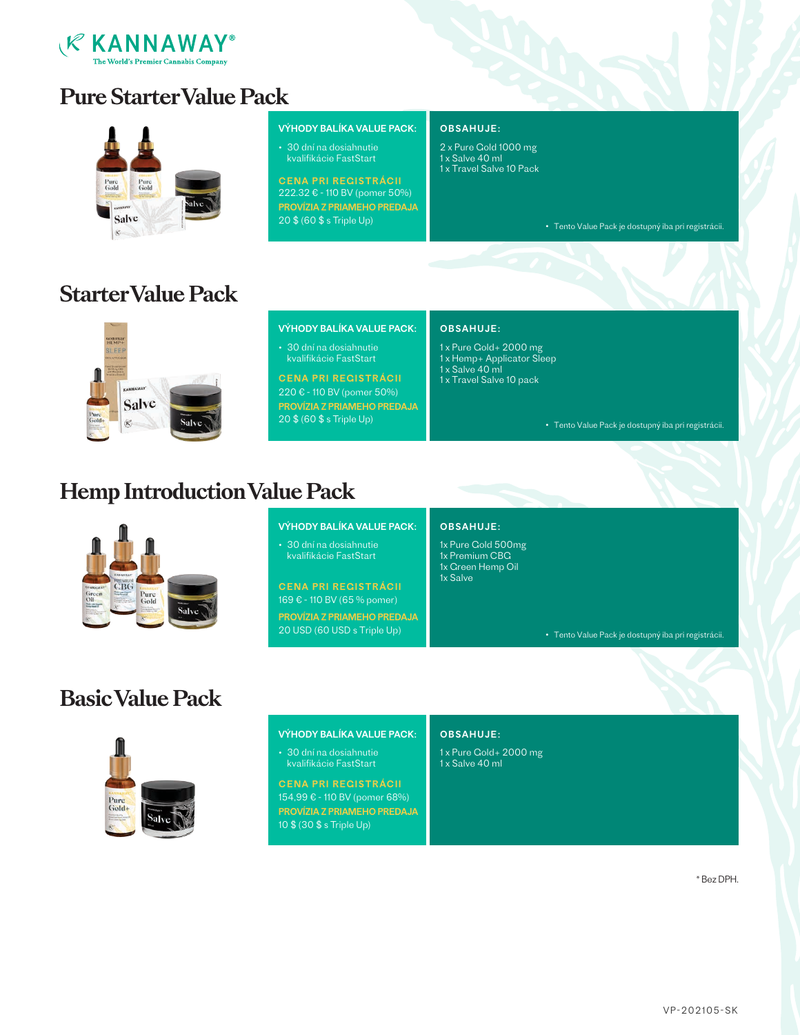KANNAWAY®

The World's Premier Cannabis Company

## Pure Starter Value Pack

**VÝHODY BALÍKA VALUE PACK:**

- 30 dní na dosiahnutie kvalifikácie FastStart

**CENA PRI REGISTRÁCII**

222.32 € - 110 BV (pomer 50%)

**PROVÍZIA Z PRIAMEHO PREDAJA**

20 $ (60 $ s Triple Up)

**OBSAHUJE:**

2 x Pure Gold 1000 mg
1 x Salve 40 ml
1 x Travel Salve 10 Pack

- Tento Value Pack je dostupný iba pri registrácii.

## Starter Value Pack

**VÝHODY BALÍKA VALUE PACK:**

- 30 dní na dosiahnutie kvalifikácie FastStart

**CENA PRI REGISTRÁCII**

220 € - 110 BV (pomer 50%)

**PROVÍZIA Z PRIAMEHO PREDAJA**

20 $ (60 $ s Triple Up)

**OBSAHUJE:**

1 x Pure Gold+ 2000 mg
1 x Hemp+ Applicator Sleep
1 x Salve 40 ml
1 x Travel Salve 10 pack

- Tento Value Pack je dostupný iba pri registrácii.

## Hemp Introduction Value Pack

**VÝHODY BALÍKA VALUE PACK:**

- 30 dní na dosiahnutie kvalifikácie FastStart

**CENA PRI REGISTRÁCII**

169 € - 110 BV (65 % pomer)

**PROVÍZIA Z PRIAMEHO PREDAJA**

20 USD (60 USD s Triple Up)

**OBSAHUJE:**

1x Pure Gold 500mg
1x Premium CBG
1x Green Hemp Oil
1x Salve

- Tento Value Pack je dostupný iba pri registrácii.

## Basic Value Pack

**VÝHODY BALÍKA VALUE PACK:**

- 30 dní na dosiahnutie kvalifikácie FastStart

**CENA PRI REGISTRÁCII**

154,99 € - 110 BV (pomer 68%)

**PROVÍZIA Z PRIAMEHO PREDAJA**

10 $ (30 $ s Triple Up)

**OBSAHUJE:**

1 x Pure Gold+ 2000 mg
1 x Salve 40 ml

* Bez DPH.

VP-202105-SK